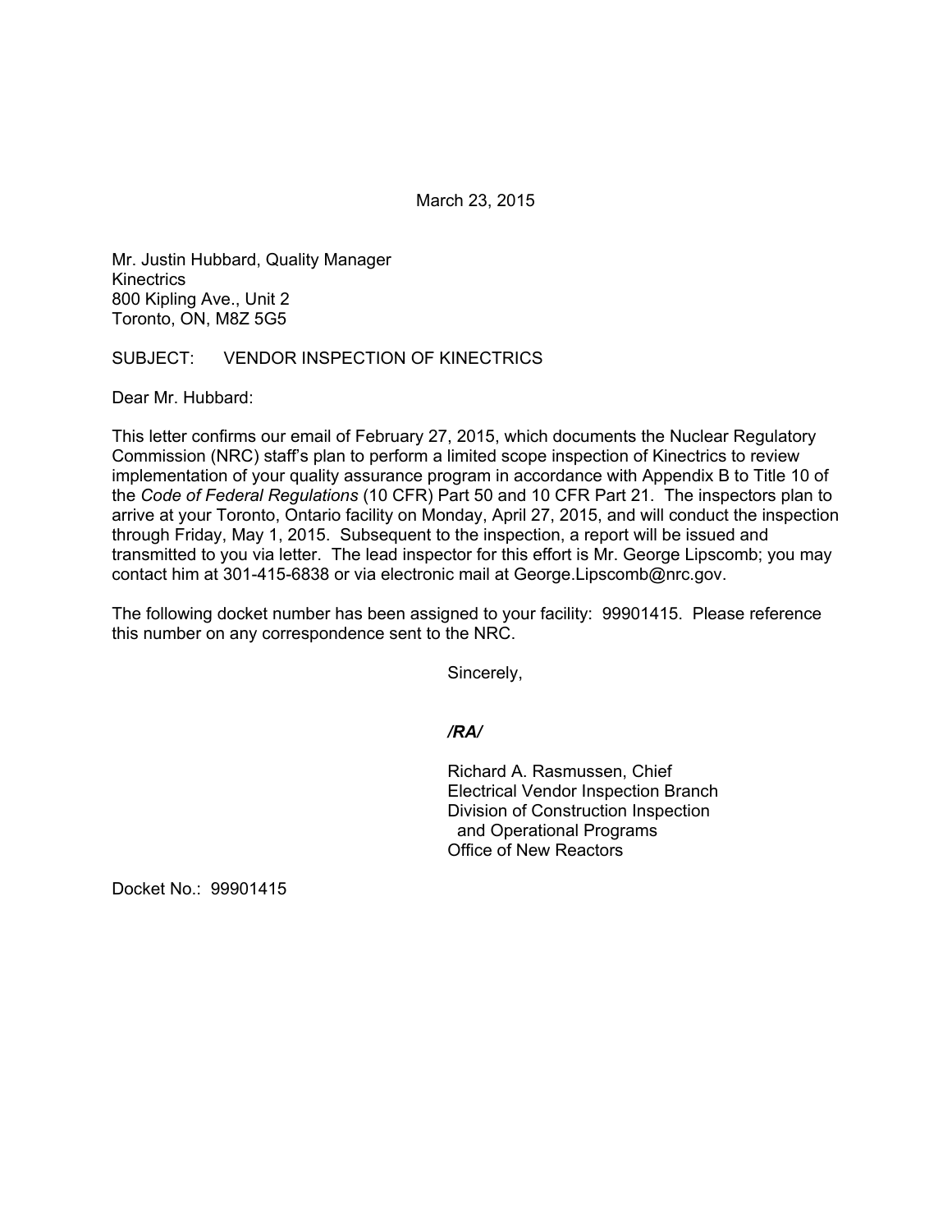March 23, 2015

Mr. Justin Hubbard, Quality Manager
Kinectrics
800 Kipling Ave., Unit 2
Toronto, ON, M8Z 5G5

SUBJECT: VENDOR INSPECTION OF KINECTRICS

Dear Mr. Hubbard:

This letter confirms our email of February 27, 2015, which documents the Nuclear Regulatory Commission (NRC) staff's plan to perform a limited scope inspection of Kinectrics to review implementation of your quality assurance program in accordance with Appendix B to Title 10 of the *Code of Federal Regulations* (10 CFR) Part 50 and 10 CFR Part 21. The inspectors plan to arrive at your Toronto, Ontario facility on Monday, April 27, 2015, and will conduct the inspection through Friday, May 1, 2015. Subsequent to the inspection, a report will be issued and transmitted to you via letter. The lead inspector for this effort is Mr. George Lipscomb; you may contact him at 301-415-6838 or via electronic mail at George.Lipscomb@nrc.gov.

The following docket number has been assigned to your facility: 99901415. Please reference this number on any correspondence sent to the NRC.

Sincerely,

***/RA/***

Richard A. Rasmussen, Chief
Electrical Vendor Inspection Branch
Division of Construction Inspection
and Operational Programs
Office of New Reactors

Docket No.: 99901415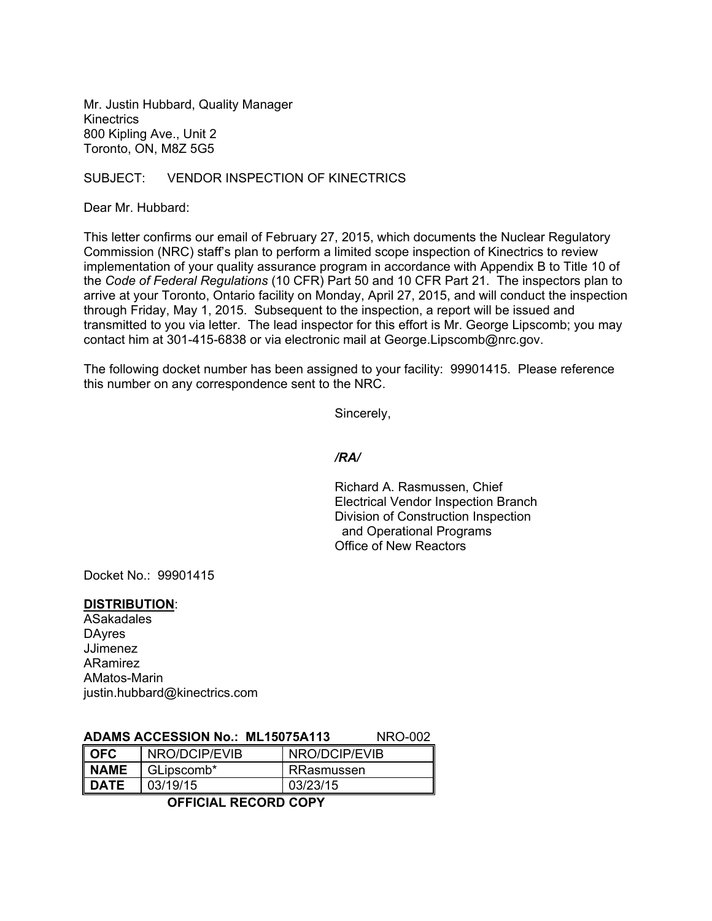Mr. Justin Hubbard, Quality Manager
Kinectrics
800 Kipling Ave., Unit 2
Toronto, ON, M8Z 5G5

SUBJECT: VENDOR INSPECTION OF KINECTRICS

Dear Mr. Hubbard:

This letter confirms our email of February 27, 2015, which documents the Nuclear Regulatory Commission (NRC) staff's plan to perform a limited scope inspection of Kinectrics to review implementation of your quality assurance program in accordance with Appendix B to Title 10 of the *Code of Federal Regulations* (10 CFR) Part 50 and 10 CFR Part 21. The inspectors plan to arrive at your Toronto, Ontario facility on Monday, April 27, 2015, and will conduct the inspection through Friday, May 1, 2015. Subsequent to the inspection, a report will be issued and transmitted to you via letter. The lead inspector for this effort is Mr. George Lipscomb; you may contact him at 301-415-6838 or via electronic mail at George.Lipscomb@nrc.gov.

The following docket number has been assigned to your facility: 99901415. Please reference this number on any correspondence sent to the NRC.

Sincerely,

*/RA/*

Richard A. Rasmussen, Chief
Electrical Vendor Inspection Branch
Division of Construction Inspection
and Operational Programs
Office of New Reactors

Docket No.: 99901415

**DISTRIBUTION**:
ASakadales
DAyres
JJimenez
ARamirez
AMatos-Marin
justin.hubbard@kinectrics.com

**ADAMS ACCESSION No.: ML15075A113** NRO-002

| | | |
|---|---|---|
| **OFC** | NRO/DCIP/EVIB | NRO/DCIP/EVIB |
| **NAME** | GLipscomb* | RRasmussen |
| **DATE** | 03/19/15 | 03/23/15 |

**OFFICIAL RECORD COPY**